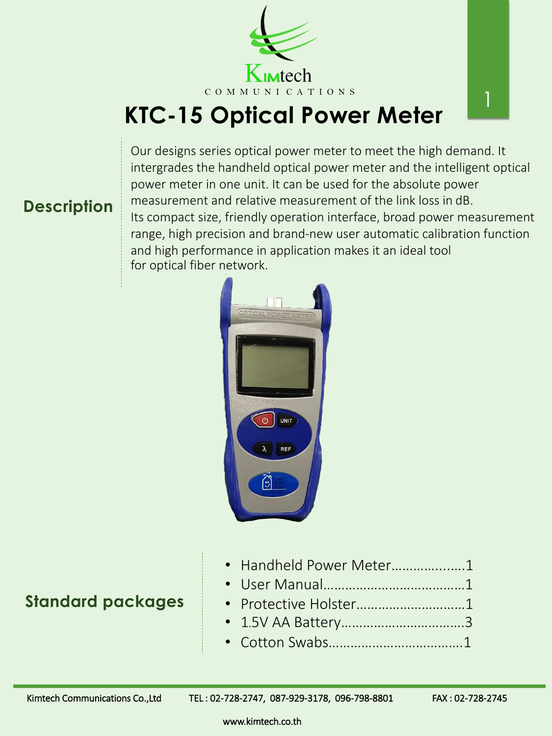# KTC-15 Optical Power Meter

## Description

Our designs series optical power meter to meet the high demand. It intergrades the handheld optical power meter and the intelligent optical power meter in one unit. It can be used for the absolute power measurement and relative measurement of the link loss in dB.
Its compact size, friendly operation interface, broad power measurement range, high precision and brand-new user automatic calibration function and high performance in application makes it an ideal tool for optical fiber network.

## Standard packages

- Handheld Power Meter....................1
- User Manual......................................1
- Protective Holster..............................1
- 1.5V AA Battery..................................3
- Cotton Swabs.....................................1

Kimtech Communications Co.,Ltd TEL : 02-728-2747, 087-929-3178, 096-798-8801 FAX : 02-728-2745

www.kimtech.co.th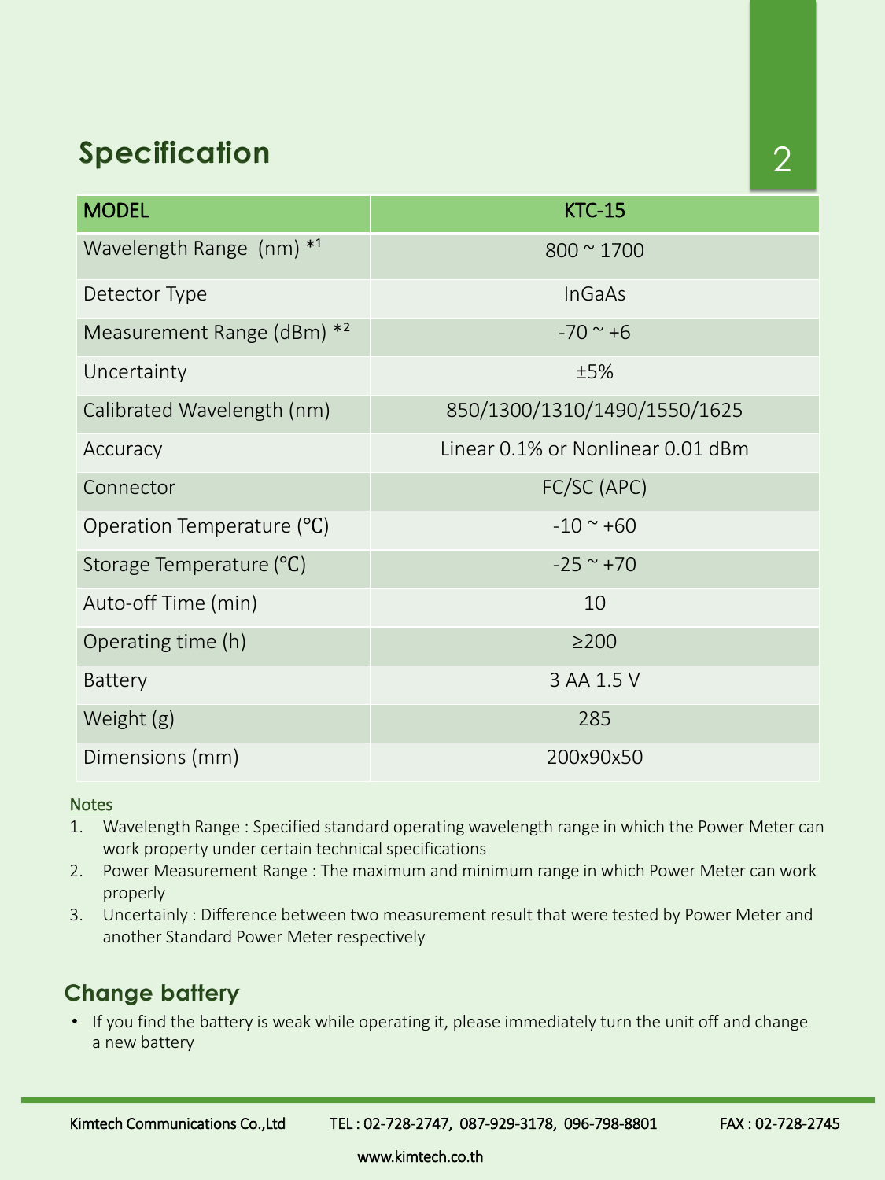## Specification

| MODEL | KTC-15 |
|---|---|
| Wavelength Range (nm) *1 | 800 ~ 1700 |
| Detector Type | InGaAs |
| Measurement Range (dBm) *2 | -70 ~ +6 |
| Uncertainty | ±5% |
| Calibrated Wavelength (nm) | 850/1300/1310/1490/1550/1625 |
| Accuracy | Linear 0.1% or Nonlinear 0.01 dBm |
| Connector | FC/SC (APC) |
| Operation Temperature (℃) | -10 ~ +60 |
| Storage Temperature (℃) | -25 ~ +70 |
| Auto-off Time (min) | 10 |
| Operating time (h) | ≥200 |
| Battery | 3 AA 1.5 V |
| Weight (g) | 285 |
| Dimensions (mm) | 200x90x50 |

**Notes**

1. Wavelength Range : Specified standard operating wavelength range in which the Power Meter can work property under certain technical specifications
2. Power Measurement Range : The maximum and minimum range in which Power Meter can work properly
3. Uncertainly : Difference between two measurement result that were tested by Power Meter and another Standard Power Meter respectively

## Change battery

- If you find the battery is weak while operating it, please immediately turn the unit off and change a new battery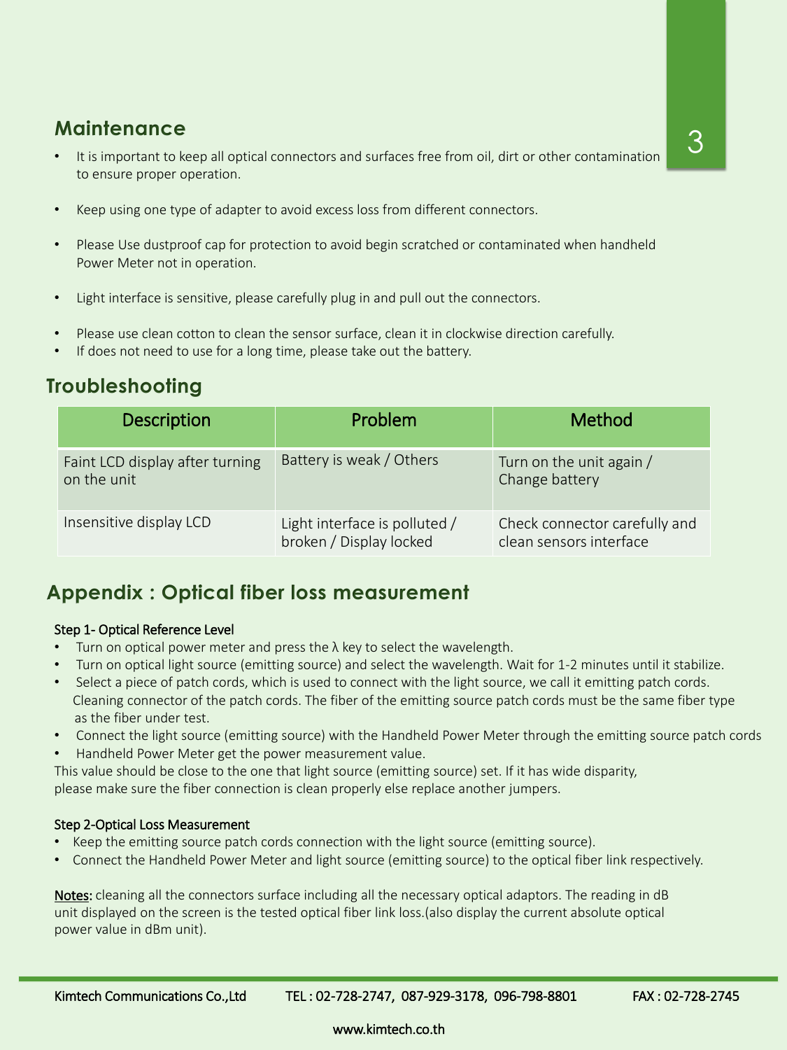## Maintenance

- It is important to keep all optical connectors and surfaces free from oil, dirt or other contamination to ensure proper operation.
- Keep using one type of adapter to avoid excess loss from different connectors.
- Please Use dustproof cap for protection to avoid begin scratched or contaminated when handheld Power Meter not in operation.
- Light interface is sensitive, please carefully plug in and pull out the connectors.
- Please use clean cotton to clean the sensor surface, clean it in clockwise direction carefully.
- If does not need to use for a long time, please take out the battery.

## Troubleshooting

| Description | Problem | Method |
|---|---|---|
| Faint LCD display after turning on the unit | Battery is weak / Others | Turn on the unit again / Change battery |
| Insensitive display LCD | Light interface is polluted / broken / Display locked | Check connector carefully and clean sensors interface |

## Appendix : Optical fiber loss measurement

Step 1- Optical Reference Level

- Turn on optical power meter and press the λ key to select the wavelength.
- Turn on optical light source (emitting source) and select the wavelength. Wait for 1-2 minutes until it stabilize.
- Select a piece of patch cords, which is used to connect with the light source, we call it emitting patch cords. Cleaning connector of the patch cords. The fiber of the emitting source patch cords must be the same fiber type as the fiber under test.
- Connect the light source (emitting source) with the Handheld Power Meter through the emitting source patch cords
- Handheld Power Meter get the power measurement value.

This value should be close to the one that light source (emitting source) set. If it has wide disparity, please make sure the fiber connection is clean properly else replace another jumpers.

Step 2-Optical Loss Measurement

- Keep the emitting source patch cords connection with the light source (emitting source).
- Connect the Handheld Power Meter and light source (emitting source) to the optical fiber link respectively.

Notes: cleaning all the connectors surface including all the necessary optical adaptors. The reading in dB unit displayed on the screen is the tested optical fiber link loss.(also display the current absolute optical power value in dBm unit).

Kimtech Communications Co.,Ltd TEL : 02-728-2747, 087-929-3178, 096-798-8801 FAX : 02-728-2745

www.kimtech.co.th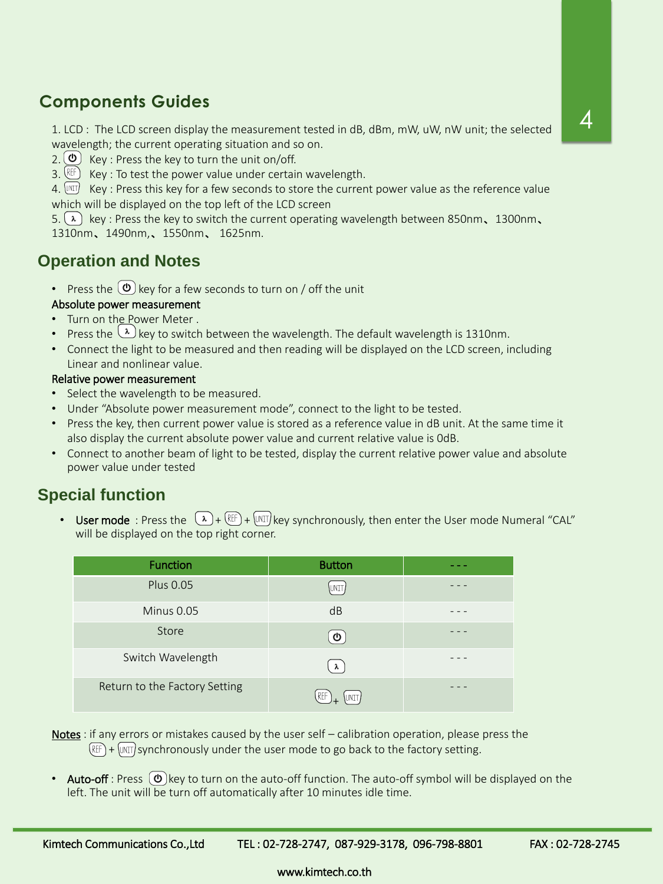## Components Guides

1. LCD : The LCD screen display the measurement tested in dB, dBm, mW, uW, nW unit; the selected wavelength; the current operating situation and so on.
2. ⏻ Key : Press the key to turn the unit on/off.
3. REF Key : To test the power value under certain wavelength.
4. UNIT Key : Press this key for a few seconds to store the current power value as the reference value which will be displayed on the top left of the LCD screen
5. λ key : Press the key to switch the current operating wavelength between 850nm、1300nm、1310nm、1490nm,、1550nm、 1625nm.

## Operation and Notes

- Press the ⏻ key for a few seconds to turn on / off the unit

Absolute power measurement

- Turn on the Power Meter .
- Press the λ key to switch between the wavelength. The default wavelength is 1310nm.
- Connect the light to be measured and then reading will be displayed on the LCD screen, including Linear and nonlinear value.

Relative power measurement

- Select the wavelength to be measured.
- Under "Absolute power measurement mode", connect to the light to be tested.
- Press the key, then current power value is stored as a reference value in dB unit. At the same time it also display the current absolute power value and current relative value is 0dB.
- Connect to another beam of light to be tested, display the current relative power value and absolute power value under tested

## Special function

- **User mode** : Press the λ + REF + UNIT key synchronously, then enter the User mode Numeral "CAL" will be displayed on the top right corner.

| Function | Button | - - - |
| --- | --- | --- |
| Plus 0.05 | UNIT | - - - |
| Minus 0.05 | dB | - - - |
| Store | ⏻ | - - - |
| Switch Wavelength | λ | - - - |
| Return to the Factory Setting | REF + UNIT | - - - |

Notes : if any errors or mistakes caused by the user self – calibration operation, please press the REF + UNIT synchronously under the user mode to go back to the factory setting.

- **Auto-off** : Press ⏻ key to turn on the auto-off function. The auto-off symbol will be displayed on the left. The unit will be turn off automatically after 10 minutes idle time.